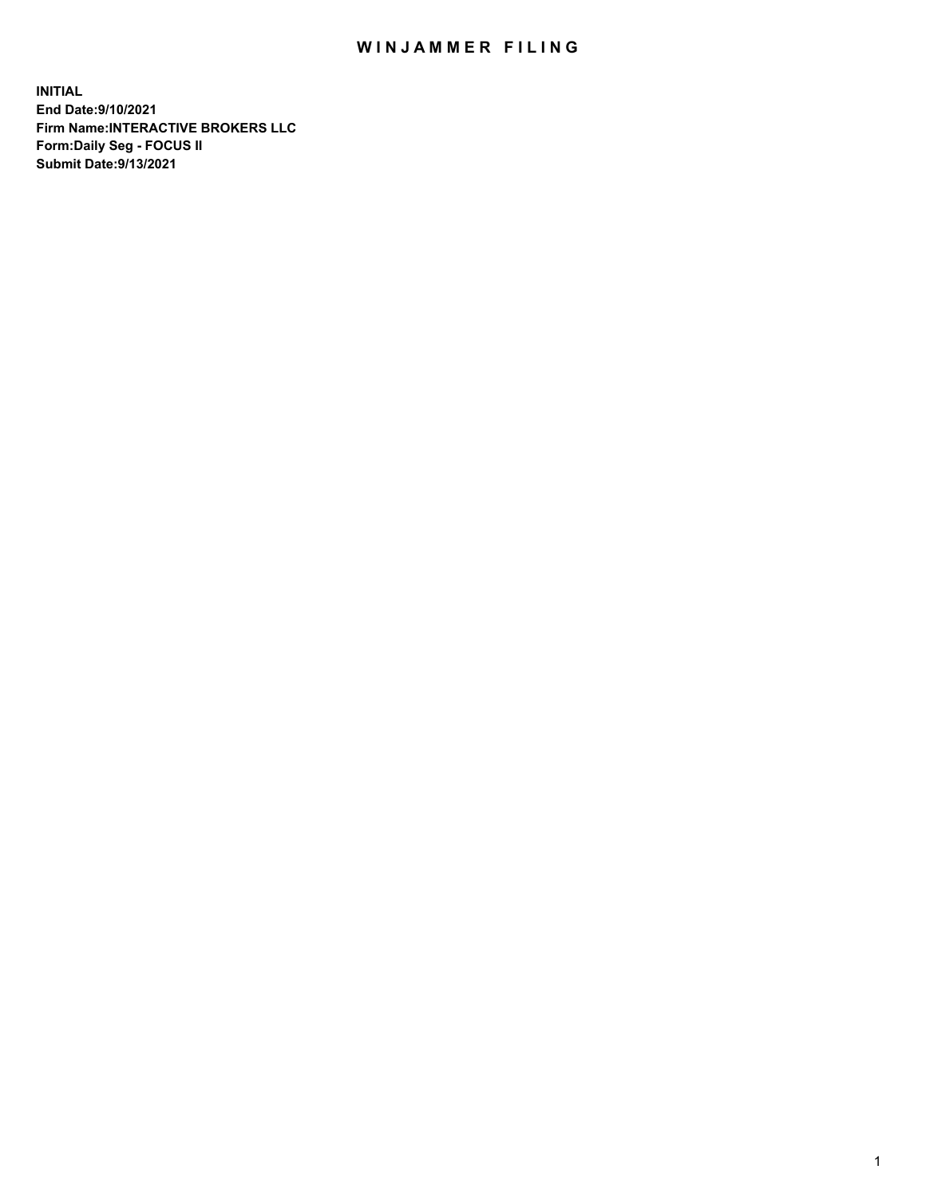# WINJAMMER FILING

**INITIAL**
**End Date:9/10/2021**
**Firm Name:INTERACTIVE BROKERS LLC**
**Form:Daily Seg - FOCUS II**
**Submit Date:9/13/2021**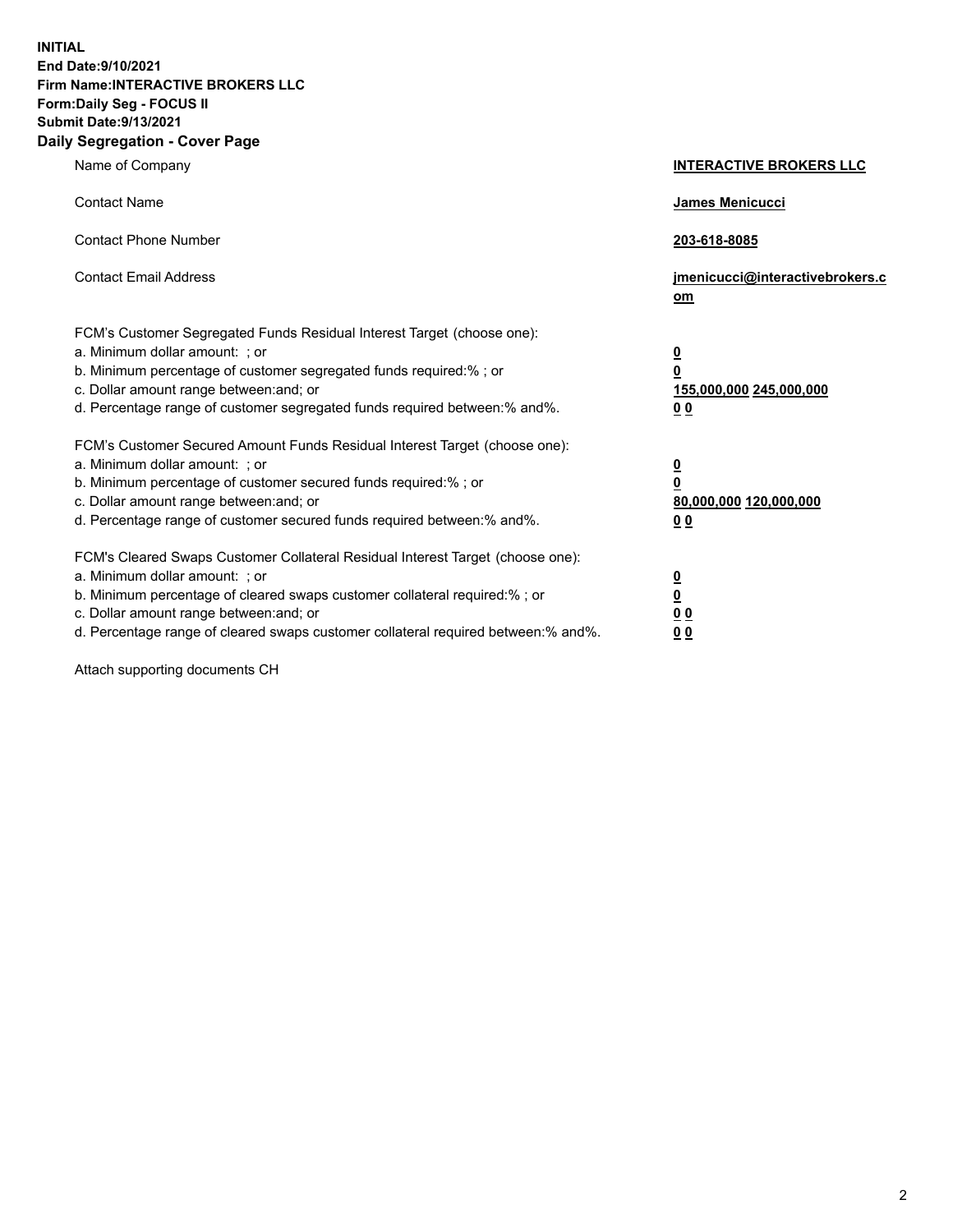**INITIAL**
**End Date:9/10/2021**
**Firm Name:INTERACTIVE BROKERS LLC**
**Form:Daily Seg - FOCUS II**
**Submit Date:9/13/2021**

## Daily Segregation - Cover Page

| | |
|---|---|
| Name of Company | **INTERACTIVE BROKERS LLC** |
| Contact Name | **James Menicucci** |
| Contact Phone Number | **203-618-8085** |
| Contact Email Address | **jmenicucci@interactivebrokers.com** |
| FCM's Customer Segregated Funds Residual Interest Target (choose one): | |
| a. Minimum dollar amount: ; or | **0** |
| b. Minimum percentage of customer segregated funds required:% ; or | **0** |
| c. Dollar amount range between:and; or | **155,000,000 245,000,000** |
| d. Percentage range of customer segregated funds required between:% and%. | **0 0** |
| FCM's Customer Secured Amount Funds Residual Interest Target (choose one): | |
| a. Minimum dollar amount: ; or | **0** |
| b. Minimum percentage of customer secured funds required:% ; or | **0** |
| c. Dollar amount range between:and; or | **80,000,000 120,000,000** |
| d. Percentage range of customer secured funds required between:% and%. | **0 0** |
| FCM's Cleared Swaps Customer Collateral Residual Interest Target (choose one): | |
| a. Minimum dollar amount: ; or | **0** |
| b. Minimum percentage of cleared swaps customer collateral required:% ; or | **0** |
| c. Dollar amount range between:and; or | **0 0** |
| d. Percentage range of cleared swaps customer collateral required between:% and%. | **0 0** |

Attach supporting documents CH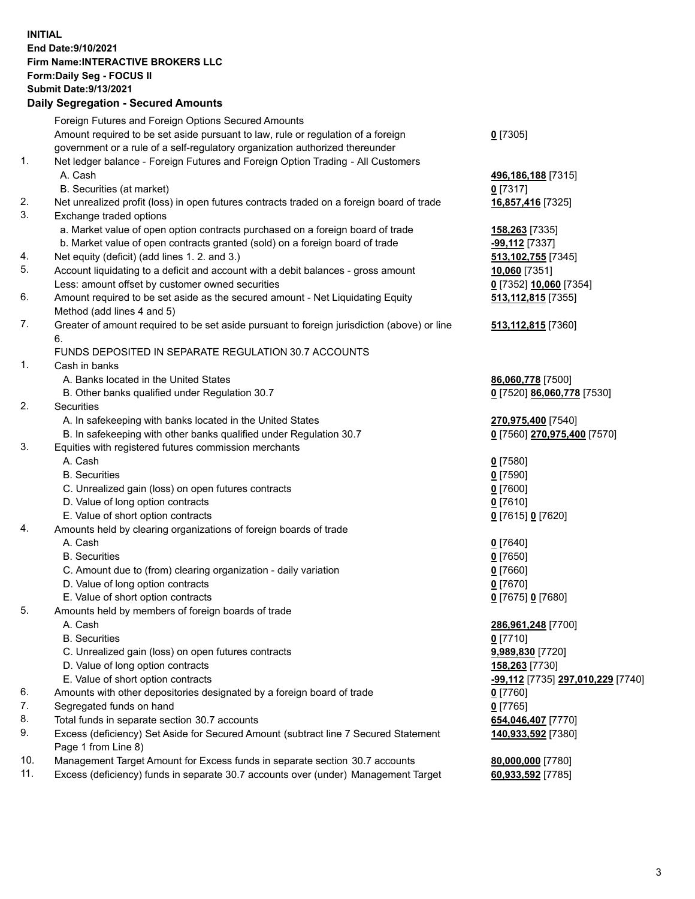**INITIAL**
**End Date:9/10/2021**
**Firm Name:INTERACTIVE BROKERS LLC**
**Form:Daily Seg - FOCUS II**
**Submit Date:9/13/2021**

## Daily Segregation - Secured Amounts

| | | |
|---|---|---|
| | Foreign Futures and Foreign Options Secured Amounts | |
| | Amount required to be set aside pursuant to law, rule or regulation of a foreign government or a rule of a self-regulatory organization authorized thereunder | **0** [7305] |
| 1. | Net ledger balance - Foreign Futures and Foreign Option Trading - All Customers | |
| | A. Cash | **496,186,188** [7315] |
| | B. Securities (at market) | **0** [7317] |
| 2. | Net unrealized profit (loss) in open futures contracts traded on a foreign board of trade | **16,857,416** [7325] |
| 3. | Exchange traded options | |
| | a. Market value of open option contracts purchased on a foreign board of trade | **158,263** [7335] |
| | b. Market value of open contracts granted (sold) on a foreign board of trade | **-99,112** [7337] |
| 4. | Net equity (deficit) (add lines 1. 2. and 3.) | **513,102,755** [7345] |
| 5. | Account liquidating to a deficit and account with a debit balances - gross amount | **10,060** [7351] |
| | Less: amount offset by customer owned securities | **0** [7352] **10,060** [7354] |
| 6. | Amount required to be set aside as the secured amount - Net Liquidating Equity Method (add lines 4 and 5) | **513,112,815** [7355] |
| 7. | Greater of amount required to be set aside pursuant to foreign jurisdiction (above) or line 6. | **513,112,815** [7360] |
| | FUNDS DEPOSITED IN SEPARATE REGULATION 30.7 ACCOUNTS | |
| 1. | Cash in banks | |
| | A. Banks located in the United States | **86,060,778** [7500] |
| | B. Other banks qualified under Regulation 30.7 | **0** [7520] **86,060,778** [7530] |
| 2. | Securities | |
| | A. In safekeeping with banks located in the United States | **270,975,400** [7540] |
| | B. In safekeeping with other banks qualified under Regulation 30.7 | **0** [7560] **270,975,400** [7570] |
| 3. | Equities with registered futures commission merchants | |
| | A. Cash | **0** [7580] |
| | B. Securities | **0** [7590] |
| | C. Unrealized gain (loss) on open futures contracts | **0** [7600] |
| | D. Value of long option contracts | **0** [7610] |
| | E. Value of short option contracts | **0** [7615] **0** [7620] |
| 4. | Amounts held by clearing organizations of foreign boards of trade | |
| | A. Cash | **0** [7640] |
| | B. Securities | **0** [7650] |
| | C. Amount due to (from) clearing organization - daily variation | **0** [7660] |
| | D. Value of long option contracts | **0** [7670] |
| | E. Value of short option contracts | **0** [7675] **0** [7680] |
| 5. | Amounts held by members of foreign boards of trade | |
| | A. Cash | **286,961,248** [7700] |
| | B. Securities | **0** [7710] |
| | C. Unrealized gain (loss) on open futures contracts | **9,989,830** [7720] |
| | D. Value of long option contracts | **158,263** [7730] |
| | E. Value of short option contracts | **-99,112** [7735] **297,010,229** [7740] |
| 6. | Amounts with other depositories designated by a foreign board of trade | **0** [7760] |
| 7. | Segregated funds on hand | **0** [7765] |
| 8. | Total funds in separate section 30.7 accounts | **654,046,407** [7770] |
| 9. | Excess (deficiency) Set Aside for Secured Amount (subtract line 7 Secured Statement Page 1 from Line 8) | **140,933,592** [7380] |
| 10. | Management Target Amount for Excess funds in separate section 30.7 accounts | **80,000,000** [7780] |
| 11. | Excess (deficiency) funds in separate 30.7 accounts over (under) Management Target | **60,933,592** [7785] |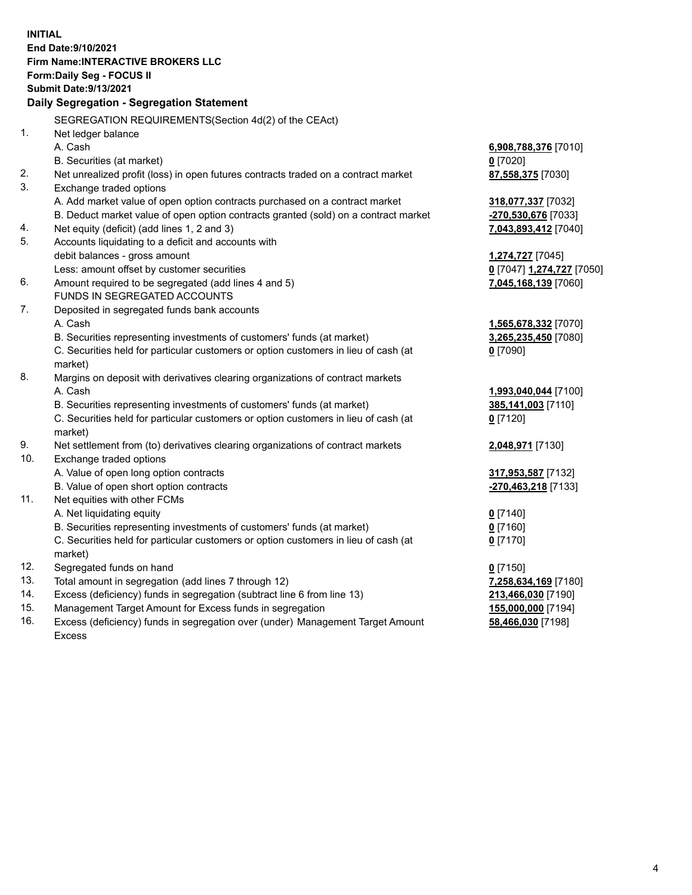**INITIAL**
**End Date:9/10/2021**
**Firm Name:INTERACTIVE BROKERS LLC**
**Form:Daily Seg - FOCUS II**
**Submit Date:9/13/2021**

## Daily Segregation - Segregation Statement

SEGREGATION REQUIREMENTS(Section 4d(2) of the CEAct)

| | | |
|---|---|---|
| 1. | Net ledger balance | |
| | A. Cash | 6,908,788,376 [7010] |
| | B. Securities (at market) | 0 [7020] |
| 2. | Net unrealized profit (loss) in open futures contracts traded on a contract market | 87,558,375 [7030] |
| 3. | Exchange traded options | |
| | A. Add market value of open option contracts purchased on a contract market | 318,077,337 [7032] |
| | B. Deduct market value of open option contracts granted (sold) on a contract market | -270,530,676 [7033] |
| 4. | Net equity (deficit) (add lines 1, 2 and 3) | 7,043,893,412 [7040] |
| 5. | Accounts liquidating to a deficit and accounts with debit balances - gross amount | 1,274,727 [7045] |
| | Less: amount offset by customer securities | 0 [7047] 1,274,727 [7050] |
| 6. | Amount required to be segregated (add lines 4 and 5) | 7,045,168,139 [7060] |
| | FUNDS IN SEGREGATED ACCOUNTS | |
| 7. | Deposited in segregated funds bank accounts | |
| | A. Cash | 1,565,678,332 [7070] |
| | B. Securities representing investments of customers' funds (at market) | 3,265,235,450 [7080] |
| | C. Securities held for particular customers or option customers in lieu of cash (at market) | 0 [7090] |
| 8. | Margins on deposit with derivatives clearing organizations of contract markets | |
| | A. Cash | 1,993,040,044 [7100] |
| | B. Securities representing investments of customers' funds (at market) | 385,141,003 [7110] |
| | C. Securities held for particular customers or option customers in lieu of cash (at market) | 0 [7120] |
| 9. | Net settlement from (to) derivatives clearing organizations of contract markets | 2,048,971 [7130] |
| 10. | Exchange traded options | |
| | A. Value of open long option contracts | 317,953,587 [7132] |
| | B. Value of open short option contracts | -270,463,218 [7133] |
| 11. | Net equities with other FCMs | |
| | A. Net liquidating equity | 0 [7140] |
| | B. Securities representing investments of customers' funds (at market) | 0 [7160] |
| | C. Securities held for particular customers or option customers in lieu of cash (at market) | 0 [7170] |
| 12. | Segregated funds on hand | 0 [7150] |
| 13. | Total amount in segregation (add lines 7 through 12) | 7,258,634,169 [7180] |
| 14. | Excess (deficiency) funds in segregation (subtract line 6 from line 13) | 213,466,030 [7190] |
| 15. | Management Target Amount for Excess funds in segregation | 155,000,000 [7194] |
| 16. | Excess (deficiency) funds in segregation over (under) Management Target Amount Excess | 58,466,030 [7198] |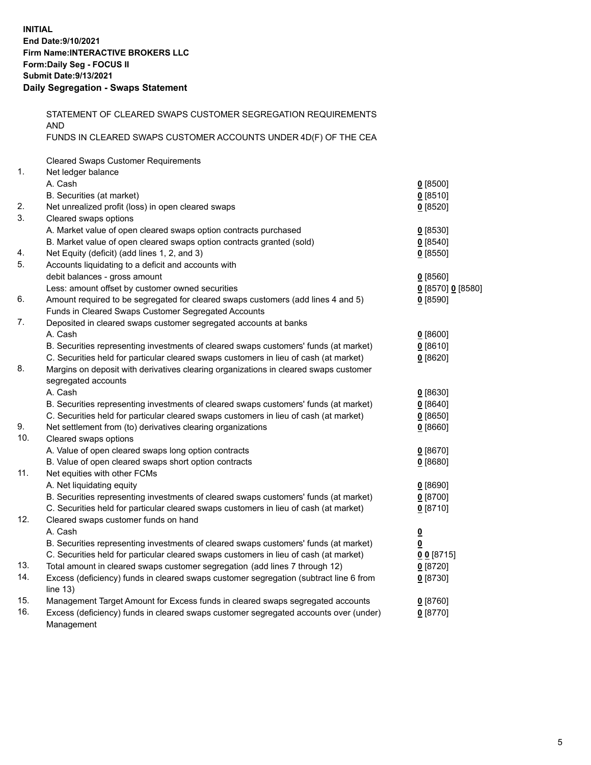**INITIAL**
**End Date:9/10/2021**
**Firm Name:INTERACTIVE BROKERS LLC**
**Form:Daily Seg - FOCUS II**
**Submit Date:9/13/2021**
**Daily Segregation - Swaps Statement**

STATEMENT OF CLEARED SWAPS CUSTOMER SEGREGATION REQUIREMENTS AND FUNDS IN CLEARED SWAPS CUSTOMER ACCOUNTS UNDER 4D(F) OF THE CEA

| | | |
|---|---|---|
| | Cleared Swaps Customer Requirements | |
| 1. | Net ledger balance | |
| | A. Cash | 0 [8500] |
| | B. Securities (at market) | 0 [8510] |
| 2. | Net unrealized profit (loss) in open cleared swaps | 0 [8520] |
| 3. | Cleared swaps options | |
| | A. Market value of open cleared swaps option contracts purchased | 0 [8530] |
| | B. Market value of open cleared swaps option contracts granted (sold) | 0 [8540] |
| 4. | Net Equity (deficit) (add lines 1, 2, and 3) | 0 [8550] |
| 5. | Accounts liquidating to a deficit and accounts with debit balances - gross amount | 0 [8560] |
| | Less: amount offset by customer owned securities | 0 [8570] 0 [8580] |
| 6. | Amount required to be segregated for cleared swaps customers (add lines 4 and 5) | 0 [8590] |
| | Funds in Cleared Swaps Customer Segregated Accounts | |
| 7. | Deposited in cleared swaps customer segregated accounts at banks | |
| | A. Cash | 0 [8600] |
| | B. Securities representing investments of cleared swaps customers' funds (at market) | 0 [8610] |
| | C. Securities held for particular cleared swaps customers in lieu of cash (at market) | 0 [8620] |
| 8. | Margins on deposit with derivatives clearing organizations in cleared swaps customer segregated accounts | |
| | A. Cash | 0 [8630] |
| | B. Securities representing investments of cleared swaps customers' funds (at market) | 0 [8640] |
| | C. Securities held for particular cleared swaps customers in lieu of cash (at market) | 0 [8650] |
| 9. | Net settlement from (to) derivatives clearing organizations | 0 [8660] |
| 10. | Cleared swaps options | |
| | A. Value of open cleared swaps long option contracts | 0 [8670] |
| | B. Value of open cleared swaps short option contracts | 0 [8680] |
| 11. | Net equities with other FCMs | |
| | A. Net liquidating equity | 0 [8690] |
| | B. Securities representing investments of cleared swaps customers' funds (at market) | 0 [8700] |
| | C. Securities held for particular cleared swaps customers in lieu of cash (at market) | 0 [8710] |
| 12. | Cleared swaps customer funds on hand | |
| | A. Cash | 0 |
| | B. Securities representing investments of cleared swaps customers' funds (at market) | 0 |
| | C. Securities held for particular cleared swaps customers in lieu of cash (at market) | 0 0 [8715] |
| 13. | Total amount in cleared swaps customer segregation (add lines 7 through 12) | 0 [8720] |
| 14. | Excess (deficiency) funds in cleared swaps customer segregation (subtract line 6 from line 13) | 0 [8730] |
| 15. | Management Target Amount for Excess funds in cleared swaps segregated accounts | 0 [8760] |
| 16. | Excess (deficiency) funds in cleared swaps customer segregated accounts over (under) Management | 0 [8770] |